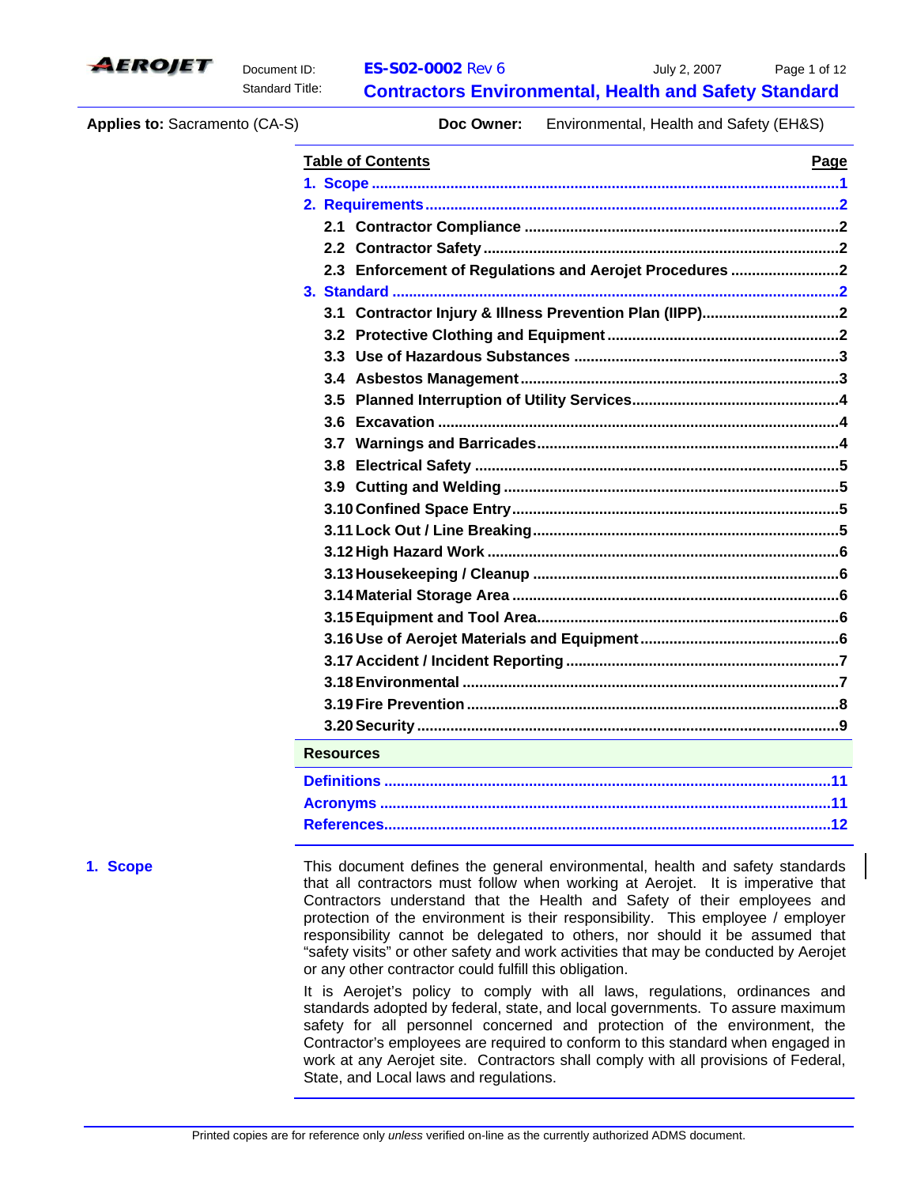**Document ID:** ES-S02-0002 Rev 6 — July 2, 2007

**Standard Title:** Contractors Environmental, Health and Safety Standard

**Applies to:** Sacramento (CA-S) **Doc Owner:** Environmental, Health and Safety (EH&S)

| Table of Contents | Page |
|---|---|
| 1. Scope | 1 |
| 2. Requirements | 2 |
| 2.1 Contractor Compliance | 2 |
| 2.2 Contractor Safety | 2 |
| 2.3 Enforcement of Regulations and Aerojet Procedures | 2 |
| 3. Standard | 2 |
| 3.1 Contractor Injury & Illness Prevention Plan (IIPP) | 2 |
| 3.2 Protective Clothing and Equipment | 2 |
| 3.3 Use of Hazardous Substances | 3 |
| 3.4 Asbestos Management | 3 |
| 3.5 Planned Interruption of Utility Services | 4 |
| 3.6 Excavation | 4 |
| 3.7 Warnings and Barricades | 4 |
| 3.8 Electrical Safety | 5 |
| 3.9 Cutting and Welding | 5 |
| 3.10 Confined Space Entry | 5 |
| 3.11 Lock Out / Line Breaking | 5 |
| 3.12 High Hazard Work | 6 |
| 3.13 Housekeeping / Cleanup | 6 |
| 3.14 Material Storage Area | 6 |
| 3.15 Equipment and Tool Area | 6 |
| 3.16 Use of Aerojet Materials and Equipment | 6 |
| 3.17 Accident / Incident Reporting | 7 |
| 3.18 Environmental | 7 |
| 3.19 Fire Prevention | 8 |
| 3.20 Security | 9 |
| **Resources** | |
| Definitions | 11 |
| Acronyms | 11 |
| References | 12 |

## 1. Scope

This document defines the general environmental, health and safety standards that all contractors must follow when working at Aerojet. It is imperative that Contractors understand that the Health and Safety of their employees and protection of the environment is their responsibility. This employee / employer responsibility cannot be delegated to others, nor should it be assumed that "safety visits" or other safety and work activities that may be conducted by Aerojet or any other contractor could fulfill this obligation.

It is Aerojet's policy to comply with all laws, regulations, ordinances and standards adopted by federal, state, and local governments. To assure maximum safety for all personnel concerned and protection of the environment, the Contractor's employees are required to conform to this standard when engaged in work at any Aerojet site. Contractors shall comply with all provisions of Federal, State, and Local laws and regulations.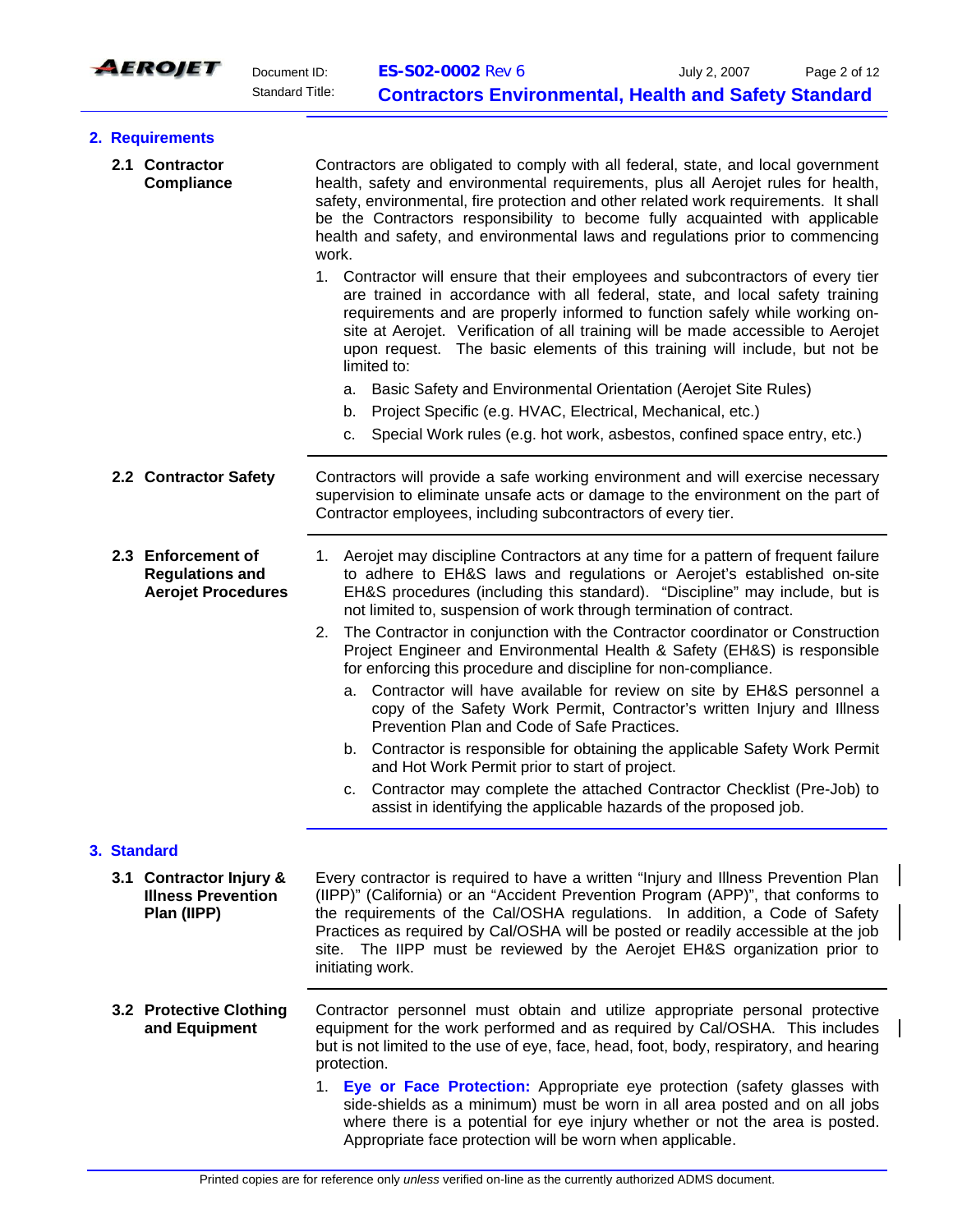## 2. Requirements

### 2.1 Contractor Compliance

Contractors are obligated to comply with all federal, state, and local government health, safety and environmental requirements, plus all Aerojet rules for health, safety, environmental, fire protection and other related work requirements. It shall be the Contractors responsibility to become fully acquainted with applicable health and safety, and environmental laws and regulations prior to commencing work.

1. Contractor will ensure that their employees and subcontractors of every tier are trained in accordance with all federal, state, and local safety training requirements and are properly informed to function safely while working on-site at Aerojet. Verification of all training will be made accessible to Aerojet upon request. The basic elements of this training will include, but not be limited to:
   a. Basic Safety and Environmental Orientation (Aerojet Site Rules)
   b. Project Specific (e.g. HVAC, Electrical, Mechanical, etc.)
   c. Special Work rules (e.g. hot work, asbestos, confined space entry, etc.)

### 2.2 Contractor Safety

Contractors will provide a safe working environment and will exercise necessary supervision to eliminate unsafe acts or damage to the environment on the part of Contractor employees, including subcontractors of every tier.

### 2.3 Enforcement of Regulations and Aerojet Procedures

1. Aerojet may discipline Contractors at any time for a pattern of frequent failure to adhere to EH&S laws and regulations or Aerojet's established on-site EH&S procedures (including this standard). "Discipline" may include, but is not limited to, suspension of work through termination of contract.
2. The Contractor in conjunction with the Contractor coordinator or Construction Project Engineer and Environmental Health & Safety (EH&S) is responsible for enforcing this procedure and discipline for non-compliance.
   a. Contractor will have available for review on site by EH&S personnel a copy of the Safety Work Permit, Contractor's written Injury and Illness Prevention Plan and Code of Safe Practices.
   b. Contractor is responsible for obtaining the applicable Safety Work Permit and Hot Work Permit prior to start of project.
   c. Contractor may complete the attached Contractor Checklist (Pre-Job) to assist in identifying the applicable hazards of the proposed job.

## 3. Standard

### 3.1 Contractor Injury & Illness Prevention Plan (IIPP)

Every contractor is required to have a written "Injury and Illness Prevention Plan (IIPP)" (California) or an "Accident Prevention Program (APP)", that conforms to the requirements of the Cal/OSHA regulations. In addition, a Code of Safety Practices as required by Cal/OSHA will be posted or readily accessible at the job site. The IIPP must be reviewed by the Aerojet EH&S organization prior to initiating work.

### 3.2 Protective Clothing and Equipment

Contractor personnel must obtain and utilize appropriate personal protective equipment for the work performed and as required by Cal/OSHA. This includes but is not limited to the use of eye, face, head, foot, body, respiratory, and hearing protection.

1. **Eye or Face Protection:** Appropriate eye protection (safety glasses with side-shields as a minimum) must be worn in all area posted and on all jobs where there is a potential for eye injury whether or not the area is posted. Appropriate face protection will be worn when applicable.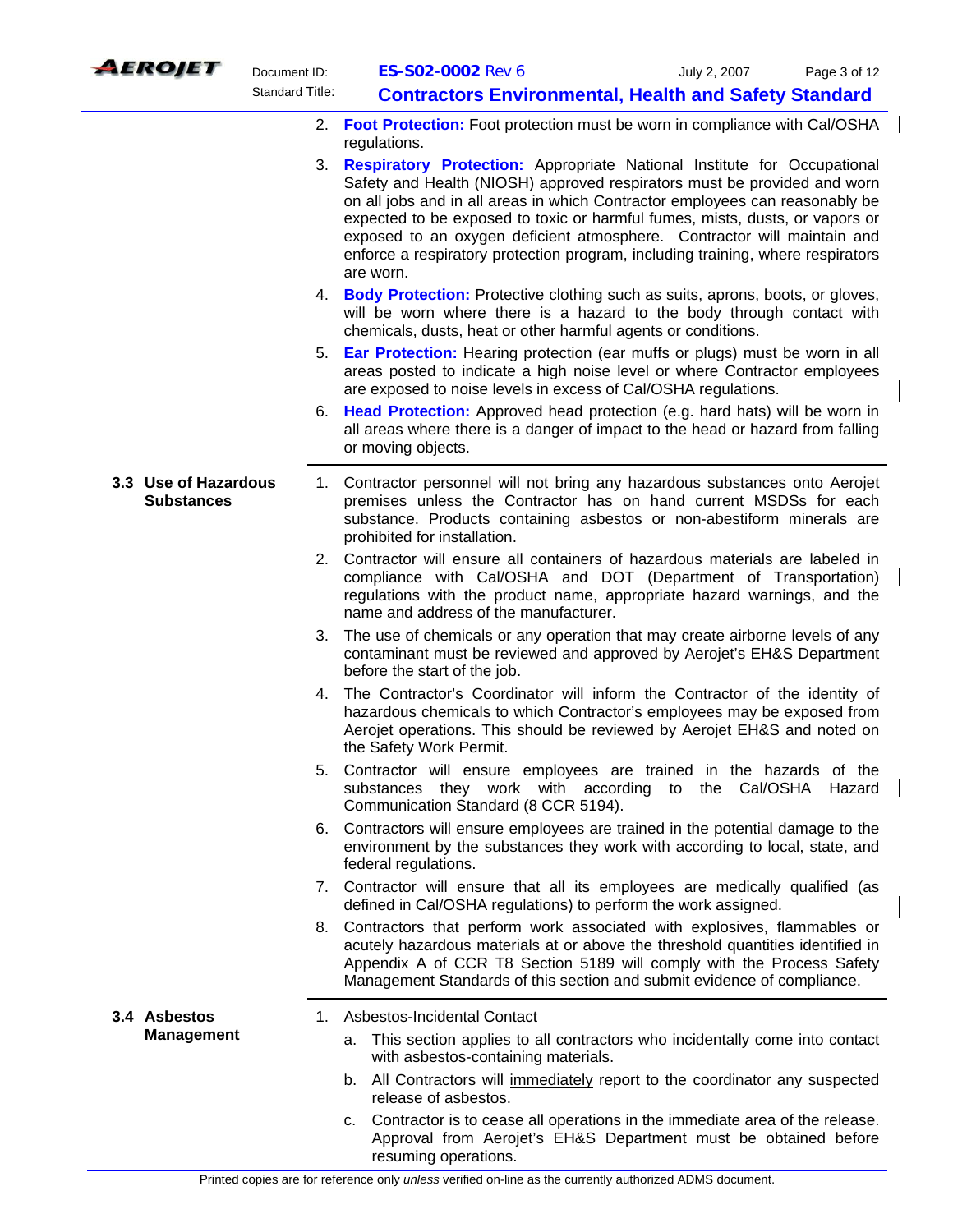2. **Foot Protection:** Foot protection must be worn in compliance with Cal/OSHA regulations.
3. **Respiratory Protection:** Appropriate National Institute for Occupational Safety and Health (NIOSH) approved respirators must be provided and worn on all jobs and in all areas in which Contractor employees can reasonably be expected to be exposed to toxic or harmful fumes, mists, dusts, or vapors or exposed to an oxygen deficient atmosphere. Contractor will maintain and enforce a respiratory protection program, including training, where respirators are worn.
4. **Body Protection:** Protective clothing such as suits, aprons, boots, or gloves, will be worn where there is a hazard to the body through contact with chemicals, dusts, heat or other harmful agents or conditions.
5. **Ear Protection:** Hearing protection (ear muffs or plugs) must be worn in all areas posted to indicate a high noise level or where Contractor employees are exposed to noise levels in excess of Cal/OSHA regulations.
6. **Head Protection:** Approved head protection (e.g. hard hats) will be worn in all areas where there is a danger of impact to the head or hazard from falling or moving objects.

## 3.3 Use of Hazardous Substances

1. Contractor personnel will not bring any hazardous substances onto Aerojet premises unless the Contractor has on hand current MSDSs for each substance. Products containing asbestos or non-abestiform minerals are prohibited for installation.
2. Contractor will ensure all containers of hazardous materials are labeled in compliance with Cal/OSHA and DOT (Department of Transportation) regulations with the product name, appropriate hazard warnings, and the name and address of the manufacturer.
3. The use of chemicals or any operation that may create airborne levels of any contaminant must be reviewed and approved by Aerojet's EH&S Department before the start of the job.
4. The Contractor's Coordinator will inform the Contractor of the identity of hazardous chemicals to which Contractor's employees may be exposed from Aerojet operations. This should be reviewed by Aerojet EH&S and noted on the Safety Work Permit.
5. Contractor will ensure employees are trained in the hazards of the substances they work with according to the Cal/OSHA Hazard Communication Standard (8 CCR 5194).
6. Contractors will ensure employees are trained in the potential damage to the environment by the substances they work with according to local, state, and federal regulations.
7. Contractor will ensure that all its employees are medically qualified (as defined in Cal/OSHA regulations) to perform the work assigned.
8. Contractors that perform work associated with explosives, flammables or acutely hazardous materials at or above the threshold quantities identified in Appendix A of CCR T8 Section 5189 will comply with the Process Safety Management Standards of this section and submit evidence of compliance.

## 3.4 Asbestos Management

1. Asbestos-Incidental Contact
   a. This section applies to all contractors who incidentally come into contact with asbestos-containing materials.
   b. All Contractors will immediately report to the coordinator any suspected release of asbestos.
   c. Contractor is to cease all operations in the immediate area of the release. Approval from Aerojet's EH&S Department must be obtained before resuming operations.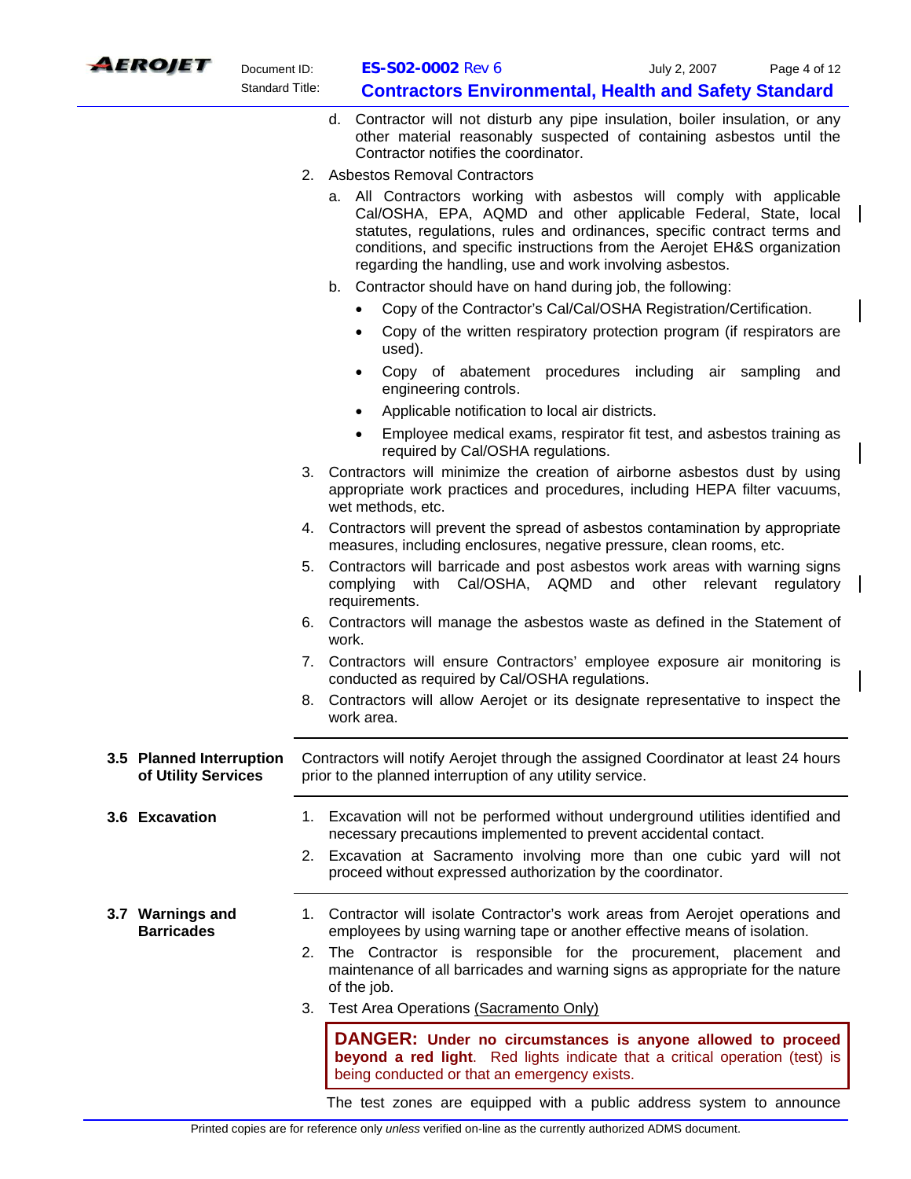d. Contractor will not disturb any pipe insulation, boiler insulation, or any other material reasonably suspected of containing asbestos until the Contractor notifies the coordinator.

2. Asbestos Removal Contractors

   a. All Contractors working with asbestos will comply with applicable Cal/OSHA, EPA, AQMD and other applicable Federal, State, local statutes, regulations, rules and ordinances, specific contract terms and conditions, and specific instructions from the Aerojet EH&S organization regarding the handling, use and work involving asbestos.

   b. Contractor should have on hand during job, the following:

      - Copy of the Contractor's Cal/Cal/OSHA Registration/Certification.
      - Copy of the written respiratory protection program (if respirators are used).
      - Copy of abatement procedures including air sampling and engineering controls.
      - Applicable notification to local air districts.
      - Employee medical exams, respirator fit test, and asbestos training as required by Cal/OSHA regulations.

3. Contractors will minimize the creation of airborne asbestos dust by using appropriate work practices and procedures, including HEPA filter vacuums, wet methods, etc.

4. Contractors will prevent the spread of asbestos contamination by appropriate measures, including enclosures, negative pressure, clean rooms, etc.

5. Contractors will barricade and post asbestos work areas with warning signs complying with Cal/OSHA, AQMD and other relevant regulatory requirements.

6. Contractors will manage the asbestos waste as defined in the Statement of work.

7. Contractors will ensure Contractors' employee exposure air monitoring is conducted as required by Cal/OSHA regulations.

8. Contractors will allow Aerojet or its designate representative to inspect the work area.

## 3.5 Planned Interruption of Utility Services

Contractors will notify Aerojet through the assigned Coordinator at least 24 hours prior to the planned interruption of any utility service.

## 3.6 Excavation

1. Excavation will not be performed without underground utilities identified and necessary precautions implemented to prevent accidental contact.
2. Excavation at Sacramento involving more than one cubic yard will not proceed without expressed authorization by the coordinator.

## 3.7 Warnings and Barricades

1. Contractor will isolate Contractor's work areas from Aerojet operations and employees by using warning tape or another effective means of isolation.
2. The Contractor is responsible for the procurement, placement and maintenance of all barricades and warning signs as appropriate for the nature of the job.
3. Test Area Operations (Sacramento Only)

> **DANGER: Under no circumstances is anyone allowed to proceed beyond a red light**. Red lights indicate that a critical operation (test) is being conducted or that an emergency exists.

The test zones are equipped with a public address system to announce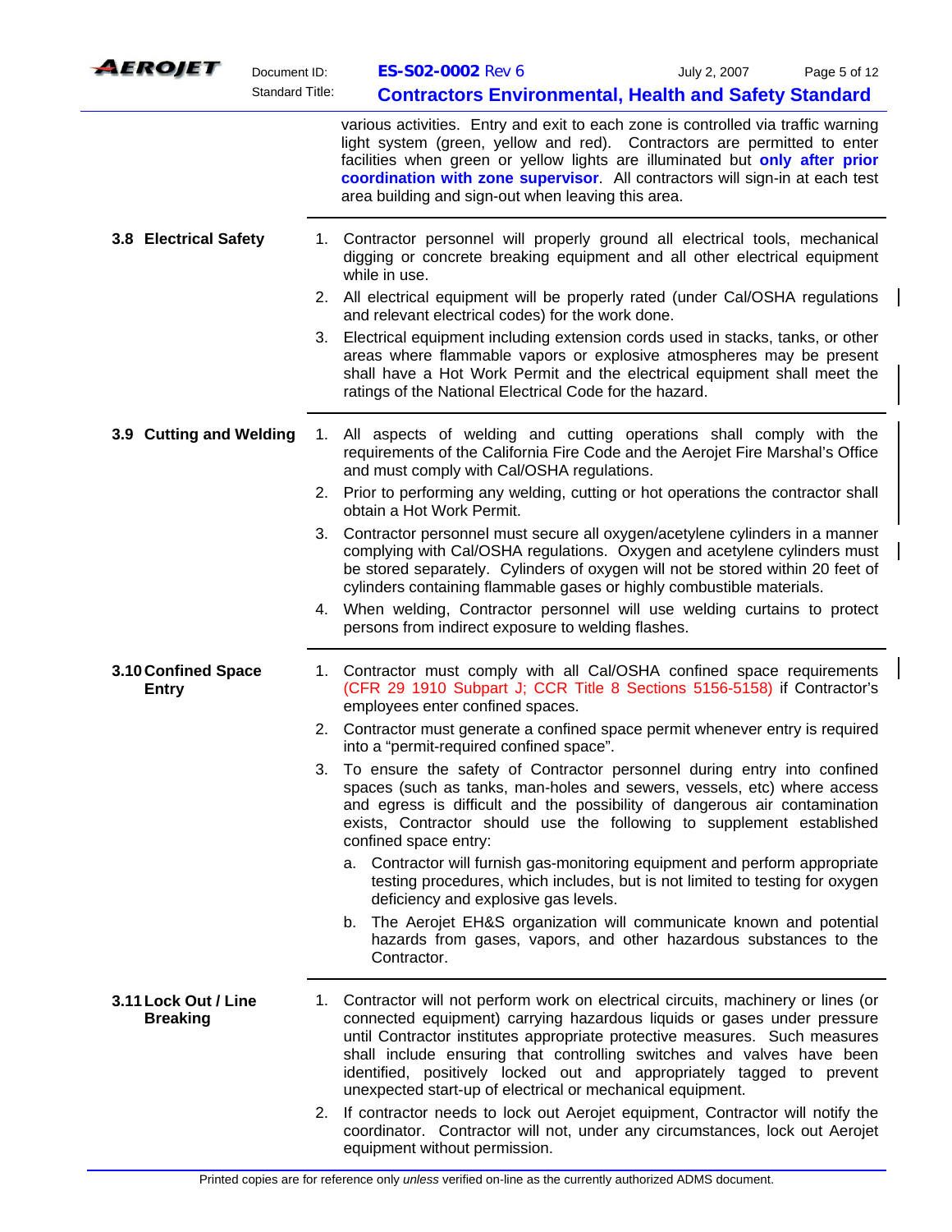various activities. Entry and exit to each zone is controlled via traffic warning light system (green, yellow and red). Contractors are permitted to enter facilities when green or yellow lights are illuminated but **only after prior coordination with zone supervisor**. All contractors will sign-in at each test area building and sign-out when leaving this area.

### 3.8 Electrical Safety

1. Contractor personnel will properly ground all electrical tools, mechanical digging or concrete breaking equipment and all other electrical equipment while in use.
2. All electrical equipment will be properly rated (under Cal/OSHA regulations and relevant electrical codes) for the work done.
3. Electrical equipment including extension cords used in stacks, tanks, or other areas where flammable vapors or explosive atmospheres may be present shall have a Hot Work Permit and the electrical equipment shall meet the ratings of the National Electrical Code for the hazard.

### 3.9 Cutting and Welding

1. All aspects of welding and cutting operations shall comply with the requirements of the California Fire Code and the Aerojet Fire Marshal's Office and must comply with Cal/OSHA regulations.
2. Prior to performing any welding, cutting or hot operations the contractor shall obtain a Hot Work Permit.
3. Contractor personnel must secure all oxygen/acetylene cylinders in a manner complying with Cal/OSHA regulations. Oxygen and acetylene cylinders must be stored separately. Cylinders of oxygen will not be stored within 20 feet of cylinders containing flammable gases or highly combustible materials.
4. When welding, Contractor personnel will use welding curtains to protect persons from indirect exposure to welding flashes.

### 3.10 Confined Space Entry

1. Contractor must comply with all Cal/OSHA confined space requirements (CFR 29 1910 Subpart J; CCR Title 8 Sections 5156-5158) if Contractor's employees enter confined spaces.
2. Contractor must generate a confined space permit whenever entry is required into a "permit-required confined space".
3. To ensure the safety of Contractor personnel during entry into confined spaces (such as tanks, man-holes and sewers, vessels, etc) where access and egress is difficult and the possibility of dangerous air contamination exists, Contractor should use the following to supplement established confined space entry:
   a. Contractor will furnish gas-monitoring equipment and perform appropriate testing procedures, which includes, but is not limited to testing for oxygen deficiency and explosive gas levels.
   b. The Aerojet EH&S organization will communicate known and potential hazards from gases, vapors, and other hazardous substances to the Contractor.

### 3.11 Lock Out / Line Breaking

1. Contractor will not perform work on electrical circuits, machinery or lines (or connected equipment) carrying hazardous liquids or gases under pressure until Contractor institutes appropriate protective measures. Such measures shall include ensuring that controlling switches and valves have been identified, positively locked out and appropriately tagged to prevent unexpected start-up of electrical or mechanical equipment.
2. If contractor needs to lock out Aerojet equipment, Contractor will notify the coordinator. Contractor will not, under any circumstances, lock out Aerojet equipment without permission.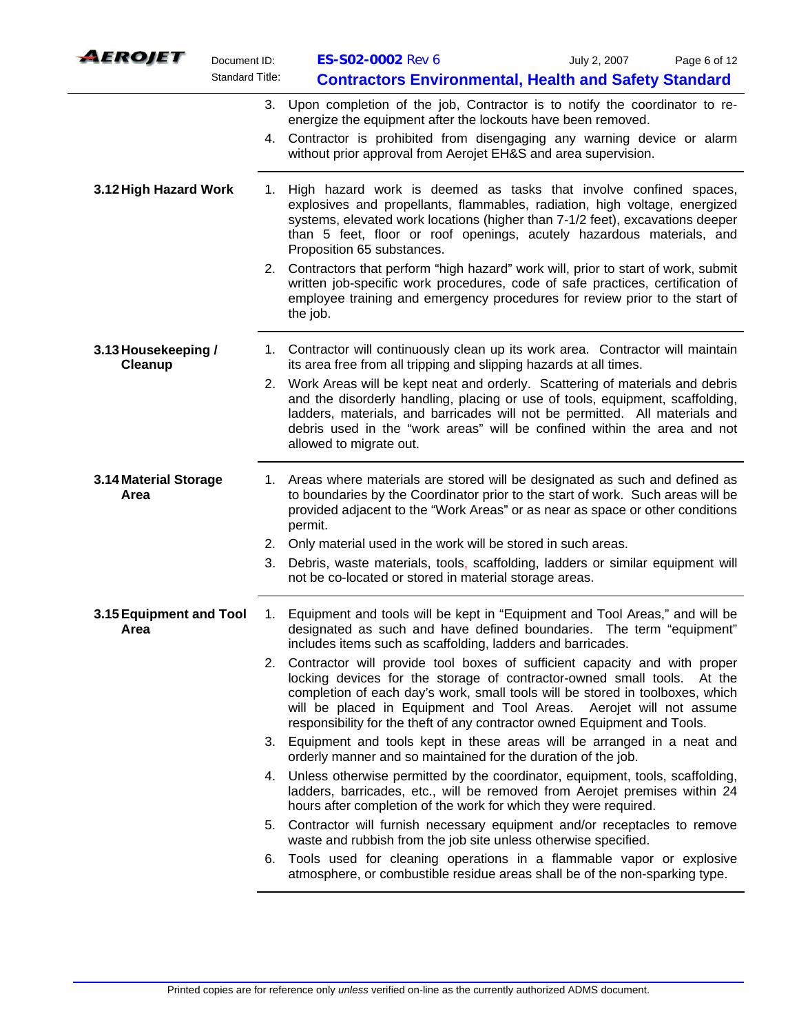3. Upon completion of the job, Contractor is to notify the coordinator to re-energize the equipment after the lockouts have been removed.
4. Contractor is prohibited from disengaging any warning device or alarm without prior approval from Aerojet EH&S and area supervision.

### 3.12 High Hazard Work

1. High hazard work is deemed as tasks that involve confined spaces, explosives and propellants, flammables, radiation, high voltage, energized systems, elevated work locations (higher than 7-1/2 feet), excavations deeper than 5 feet, floor or roof openings, acutely hazardous materials, and Proposition 65 substances.
2. Contractors that perform "high hazard" work will, prior to start of work, submit written job-specific work procedures, code of safe practices, certification of employee training and emergency procedures for review prior to the start of the job.

### 3.13 Housekeeping / Cleanup

1. Contractor will continuously clean up its work area. Contractor will maintain its area free from all tripping and slipping hazards at all times.
2. Work Areas will be kept neat and orderly. Scattering of materials and debris and the disorderly handling, placing or use of tools, equipment, scaffolding, ladders, materials, and barricades will not be permitted. All materials and debris used in the "work areas" will be confined within the area and not allowed to migrate out.

### 3.14 Material Storage Area

1. Areas where materials are stored will be designated as such and defined as to boundaries by the Coordinator prior to the start of work. Such areas will be provided adjacent to the "Work Areas" or as near as space or other conditions permit.
2. Only material used in the work will be stored in such areas.
3. Debris, waste materials, tools, scaffolding, ladders or similar equipment will not be co-located or stored in material storage areas.

### 3.15 Equipment and Tool Area

1. Equipment and tools will be kept in "Equipment and Tool Areas," and will be designated as such and have defined boundaries. The term "equipment" includes items such as scaffolding, ladders and barricades.
2. Contractor will provide tool boxes of sufficient capacity and with proper locking devices for the storage of contractor-owned small tools. At the completion of each day's work, small tools will be stored in toolboxes, which will be placed in Equipment and Tool Areas. Aerojet will not assume responsibility for the theft of any contractor owned Equipment and Tools.
3. Equipment and tools kept in these areas will be arranged in a neat and orderly manner and so maintained for the duration of the job.
4. Unless otherwise permitted by the coordinator, equipment, tools, scaffolding, ladders, barricades, etc., will be removed from Aerojet premises within 24 hours after completion of the work for which they were required.
5. Contractor will furnish necessary equipment and/or receptacles to remove waste and rubbish from the job site unless otherwise specified.
6. Tools used for cleaning operations in a flammable vapor or explosive atmosphere, or combustible residue areas shall be of the non-sparking type.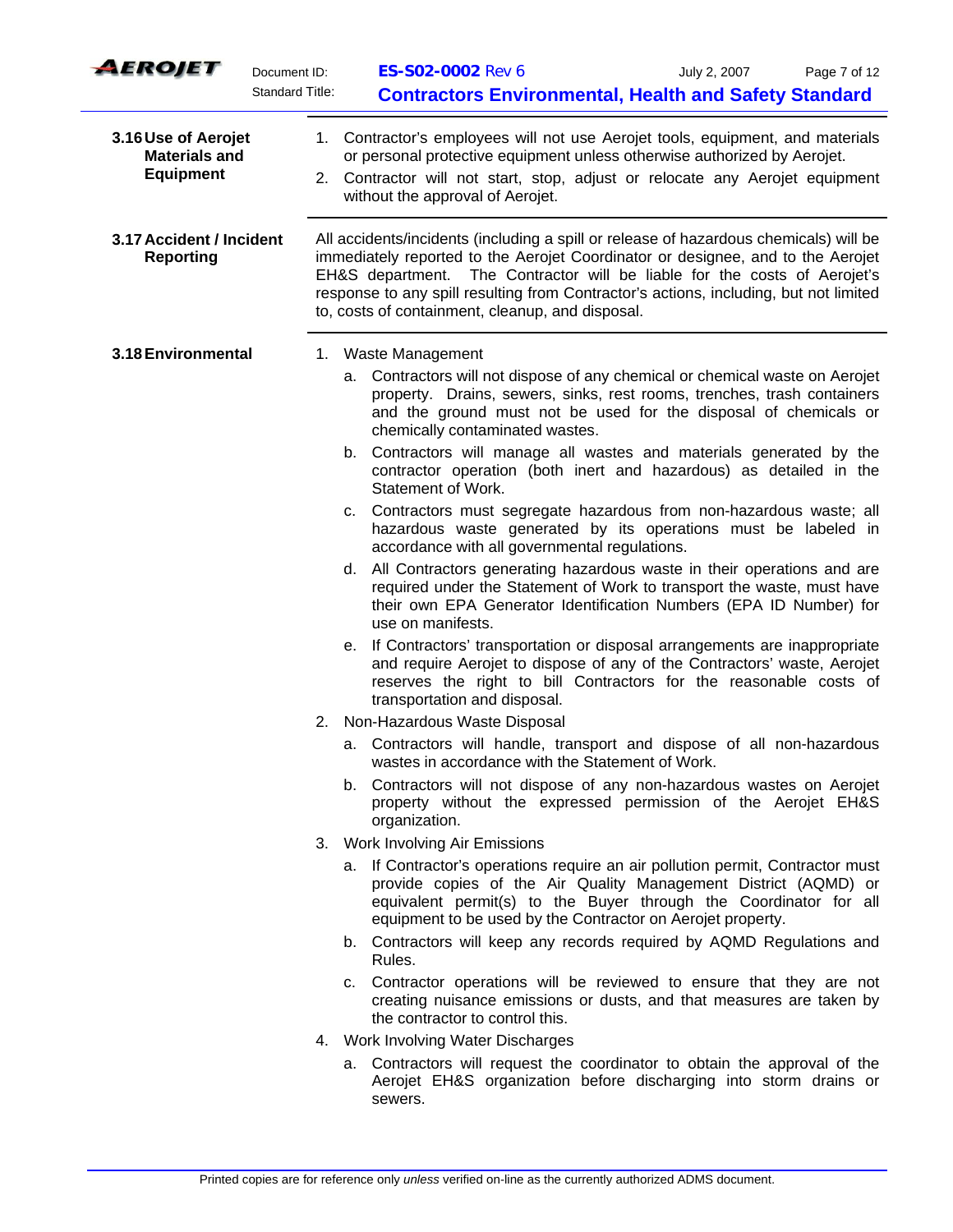### 3.16 Use of Aerojet Materials and Equipment

1. Contractor's employees will not use Aerojet tools, equipment, and materials or personal protective equipment unless otherwise authorized by Aerojet.
2. Contractor will not start, stop, adjust or relocate any Aerojet equipment without the approval of Aerojet.

### 3.17 Accident / Incident Reporting

All accidents/incidents (including a spill or release of hazardous chemicals) will be immediately reported to the Aerojet Coordinator or designee, and to the Aerojet EH&S department. The Contractor will be liable for the costs of Aerojet's response to any spill resulting from Contractor's actions, including, but not limited to, costs of containment, cleanup, and disposal.

### 3.18 Environmental

1. Waste Management
   a. Contractors will not dispose of any chemical or chemical waste on Aerojet property. Drains, sewers, sinks, rest rooms, trenches, trash containers and the ground must not be used for the disposal of chemicals or chemically contaminated wastes.
   b. Contractors will manage all wastes and materials generated by the contractor operation (both inert and hazardous) as detailed in the Statement of Work.
   c. Contractors must segregate hazardous from non-hazardous waste; all hazardous waste generated by its operations must be labeled in accordance with all governmental regulations.
   d. All Contractors generating hazardous waste in their operations and are required under the Statement of Work to transport the waste, must have their own EPA Generator Identification Numbers (EPA ID Number) for use on manifests.
   e. If Contractors' transportation or disposal arrangements are inappropriate and require Aerojet to dispose of any of the Contractors' waste, Aerojet reserves the right to bill Contractors for the reasonable costs of transportation and disposal.
2. Non-Hazardous Waste Disposal
   a. Contractors will handle, transport and dispose of all non-hazardous wastes in accordance with the Statement of Work.
   b. Contractors will not dispose of any non-hazardous wastes on Aerojet property without the expressed permission of the Aerojet EH&S organization.
3. Work Involving Air Emissions
   a. If Contractor's operations require an air pollution permit, Contractor must provide copies of the Air Quality Management District (AQMD) or equivalent permit(s) to the Buyer through the Coordinator for all equipment to be used by the Contractor on Aerojet property.
   b. Contractors will keep any records required by AQMD Regulations and Rules.
   c. Contractor operations will be reviewed to ensure that they are not creating nuisance emissions or dusts, and that measures are taken by the contractor to control this.
4. Work Involving Water Discharges
   a. Contractors will request the coordinator to obtain the approval of the Aerojet EH&S organization before discharging into storm drains or sewers.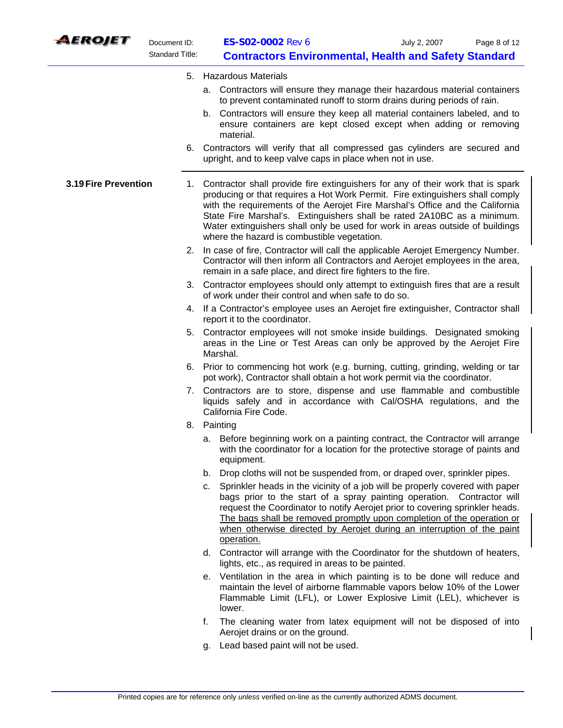5. Hazardous Materials

   a. Contractors will ensure they manage their hazardous material containers to prevent contaminated runoff to storm drains during periods of rain.

   b. Contractors will ensure they keep all material containers labeled, and to ensure containers are kept closed except when adding or removing material.

6. Contractors will verify that all compressed gas cylinders are secured and upright, and to keep valve caps in place when not in use.

### 3.19 Fire Prevention

1. Contractor shall provide fire extinguishers for any of their work that is spark producing or that requires a Hot Work Permit. Fire extinguishers shall comply with the requirements of the Aerojet Fire Marshal's Office and the California State Fire Marshal's. Extinguishers shall be rated 2A10BC as a minimum. Water extinguishers shall only be used for work in areas outside of buildings where the hazard is combustible vegetation.

2. In case of fire, Contractor will call the applicable Aerojet Emergency Number. Contractor will then inform all Contractors and Aerojet employees in the area, remain in a safe place, and direct fire fighters to the fire.

3. Contractor employees should only attempt to extinguish fires that are a result of work under their control and when safe to do so.

4. If a Contractor's employee uses an Aerojet fire extinguisher, Contractor shall report it to the coordinator.

5. Contractor employees will not smoke inside buildings. Designated smoking areas in the Line or Test Areas can only be approved by the Aerojet Fire Marshal.

6. Prior to commencing hot work (e.g. burning, cutting, grinding, welding or tar pot work), Contractor shall obtain a hot work permit via the coordinator.

7. Contractors are to store, dispense and use flammable and combustible liquids safely and in accordance with Cal/OSHA regulations, and the California Fire Code.

8. Painting

   a. Before beginning work on a painting contract, the Contractor will arrange with the coordinator for a location for the protective storage of paints and equipment.

   b. Drop cloths will not be suspended from, or draped over, sprinkler pipes.

   c. Sprinkler heads in the vicinity of a job will be properly covered with paper bags prior to the start of a spray painting operation. Contractor will request the Coordinator to notify Aerojet prior to covering sprinkler heads. <u>The bags shall be removed promptly upon completion of the operation or when otherwise directed by Aerojet during an interruption of the paint operation.</u>

   d. Contractor will arrange with the Coordinator for the shutdown of heaters, lights, etc., as required in areas to be painted.

   e. Ventilation in the area in which painting is to be done will reduce and maintain the level of airborne flammable vapors below 10% of the Lower Flammable Limit (LFL), or Lower Explosive Limit (LEL), whichever is lower.

   f. The cleaning water from latex equipment will not be disposed of into Aerojet drains or on the ground.

   g. Lead based paint will not be used.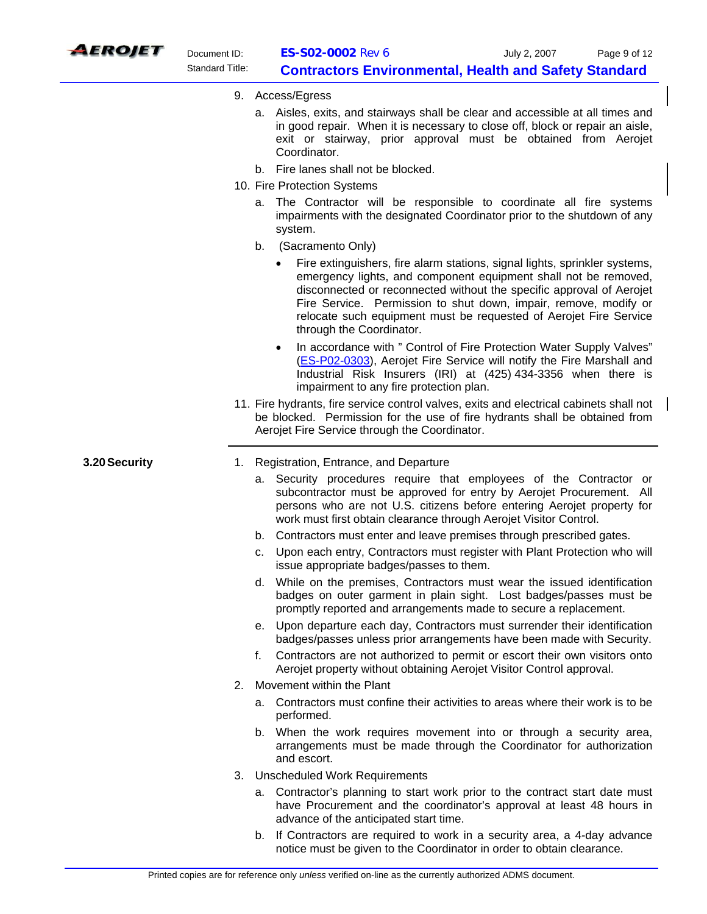9. Access/Egress
   a. Aisles, exits, and stairways shall be clear and accessible at all times and in good repair. When it is necessary to close off, block or repair an aisle, exit or stairway, prior approval must be obtained from Aerojet Coordinator.
   b. Fire lanes shall not be blocked.
10. Fire Protection Systems
    a. The Contractor will be responsible to coordinate all fire systems impairments with the designated Coordinator prior to the shutdown of any system.
    b. (Sacramento Only)
       - Fire extinguishers, fire alarm stations, signal lights, sprinkler systems, emergency lights, and component equipment shall not be removed, disconnected or reconnected without the specific approval of Aerojet Fire Service. Permission to shut down, impair, remove, modify or relocate such equipment must be requested of Aerojet Fire Service through the Coordinator.
       - In accordance with " Control of Fire Protection Water Supply Valves" (ES-P02-0303), Aerojet Fire Service will notify the Fire Marshall and Industrial Risk Insurers (IRI) at (425) 434-3356 when there is impairment to any fire protection plan.
11. Fire hydrants, fire service control valves, exits and electrical cabinets shall not be blocked. Permission for the use of fire hydrants shall be obtained from Aerojet Fire Service through the Coordinator.

## 3.20 Security

1. Registration, Entrance, and Departure
   a. Security procedures require that employees of the Contractor or subcontractor must be approved for entry by Aerojet Procurement. All persons who are not U.S. citizens before entering Aerojet property for work must first obtain clearance through Aerojet Visitor Control.
   b. Contractors must enter and leave premises through prescribed gates.
   c. Upon each entry, Contractors must register with Plant Protection who will issue appropriate badges/passes to them.
   d. While on the premises, Contractors must wear the issued identification badges on outer garment in plain sight. Lost badges/passes must be promptly reported and arrangements made to secure a replacement.
   e. Upon departure each day, Contractors must surrender their identification badges/passes unless prior arrangements have been made with Security.
   f. Contractors are not authorized to permit or escort their own visitors onto Aerojet property without obtaining Aerojet Visitor Control approval.
2. Movement within the Plant
   a. Contractors must confine their activities to areas where their work is to be performed.
   b. When the work requires movement into or through a security area, arrangements must be made through the Coordinator for authorization and escort.
3. Unscheduled Work Requirements
   a. Contractor's planning to start work prior to the contract start date must have Procurement and the coordinator's approval at least 48 hours in advance of the anticipated start time.
   b. If Contractors are required to work in a security area, a 4-day advance notice must be given to the Coordinator in order to obtain clearance.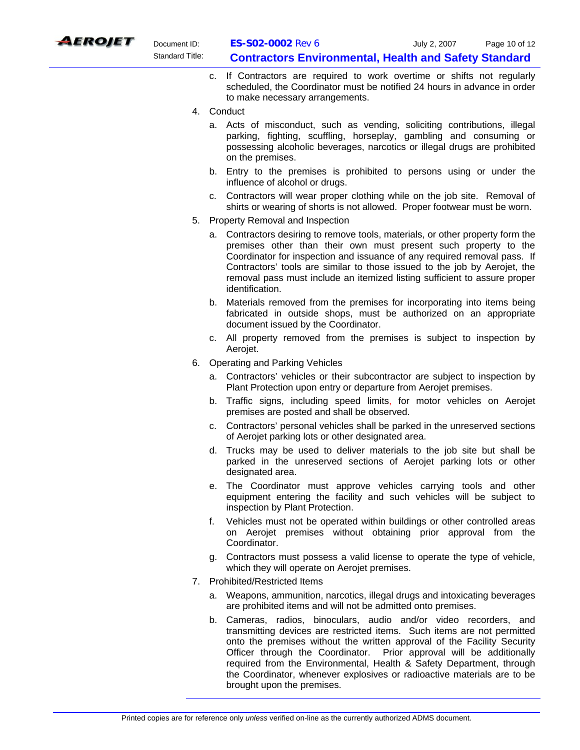c. If Contractors are required to work overtime or shifts not regularly scheduled, the Coordinator must be notified 24 hours in advance in order to make necessary arrangements.

4. Conduct

   a. Acts of misconduct, such as vending, soliciting contributions, illegal parking, fighting, scuffling, horseplay, gambling and consuming or possessing alcoholic beverages, narcotics or illegal drugs are prohibited on the premises.

   b. Entry to the premises is prohibited to persons using or under the influence of alcohol or drugs.

   c. Contractors will wear proper clothing while on the job site. Removal of shirts or wearing of shorts is not allowed. Proper footwear must be worn.

5. Property Removal and Inspection

   a. Contractors desiring to remove tools, materials, or other property form the premises other than their own must present such property to the Coordinator for inspection and issuance of any required removal pass. If Contractors' tools are similar to those issued to the job by Aerojet, the removal pass must include an itemized listing sufficient to assure proper identification.

   b. Materials removed from the premises for incorporating into items being fabricated in outside shops, must be authorized on an appropriate document issued by the Coordinator.

   c. All property removed from the premises is subject to inspection by Aerojet.

6. Operating and Parking Vehicles

   a. Contractors' vehicles or their subcontractor are subject to inspection by Plant Protection upon entry or departure from Aerojet premises.

   b. Traffic signs, including speed limits, for motor vehicles on Aerojet premises are posted and shall be observed.

   c. Contractors' personal vehicles shall be parked in the unreserved sections of Aerojet parking lots or other designated area.

   d. Trucks may be used to deliver materials to the job site but shall be parked in the unreserved sections of Aerojet parking lots or other designated area.

   e. The Coordinator must approve vehicles carrying tools and other equipment entering the facility and such vehicles will be subject to inspection by Plant Protection.

   f. Vehicles must not be operated within buildings or other controlled areas on Aerojet premises without obtaining prior approval from the Coordinator.

   g. Contractors must possess a valid license to operate the type of vehicle, which they will operate on Aerojet premises.

7. Prohibited/Restricted Items

   a. Weapons, ammunition, narcotics, illegal drugs and intoxicating beverages are prohibited items and will not be admitted onto premises.

   b. Cameras, radios, binoculars, audio and/or video recorders, and transmitting devices are restricted items. Such items are not permitted onto the premises without the written approval of the Facility Security Officer through the Coordinator. Prior approval will be additionally required from the Environmental, Health & Safety Department, through the Coordinator, whenever explosives or radioactive materials are to be brought upon the premises.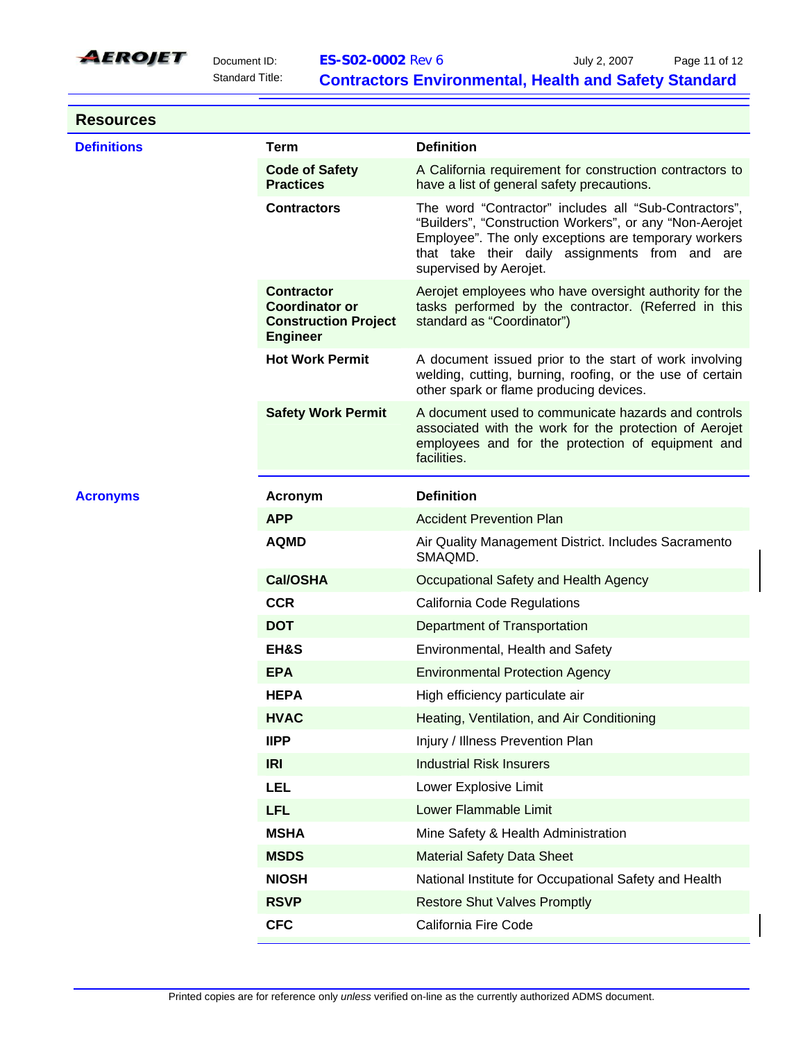## Resources

### Definitions

| Term | Definition |
|---|---|
| **Code of Safety Practices** | A California requirement for construction contractors to have a list of general safety precautions. |
| **Contractors** | The word "Contractor" includes all "Sub-Contractors", "Builders", "Construction Workers", or any "Non-Aerojet Employee". The only exceptions are temporary workers that take their daily assignments from and are supervised by Aerojet. |
| **Contractor Coordinator or Construction Project Engineer** | Aerojet employees who have oversight authority for the tasks performed by the contractor. (Referred in this standard as "Coordinator") |
| **Hot Work Permit** | A document issued prior to the start of work involving welding, cutting, burning, roofing, or the use of certain other spark or flame producing devices. |
| **Safety Work Permit** | A document used to communicate hazards and controls associated with the work for the protection of Aerojet employees and for the protection of equipment and facilities. |

### Acronyms

| Acronym | Definition |
|---|---|
| **APP** | Accident Prevention Plan |
| **AQMD** | Air Quality Management District. Includes Sacramento SMAQMD. |
| **Cal/OSHA** | Occupational Safety and Health Agency |
| **CCR** | California Code Regulations |
| **DOT** | Department of Transportation |
| **EH&S** | Environmental, Health and Safety |
| **EPA** | Environmental Protection Agency |
| **HEPA** | High efficiency particulate air |
| **HVAC** | Heating, Ventilation, and Air Conditioning |
| **IIPP** | Injury / Illness Prevention Plan |
| **IRI** | Industrial Risk Insurers |
| **LEL** | Lower Explosive Limit |
| **LFL** | Lower Flammable Limit |
| **MSHA** | Mine Safety & Health Administration |
| **MSDS** | Material Safety Data Sheet |
| **NIOSH** | National Institute for Occupational Safety and Health |
| **RSVP** | Restore Shut Valves Promptly |
| **CFC** | California Fire Code |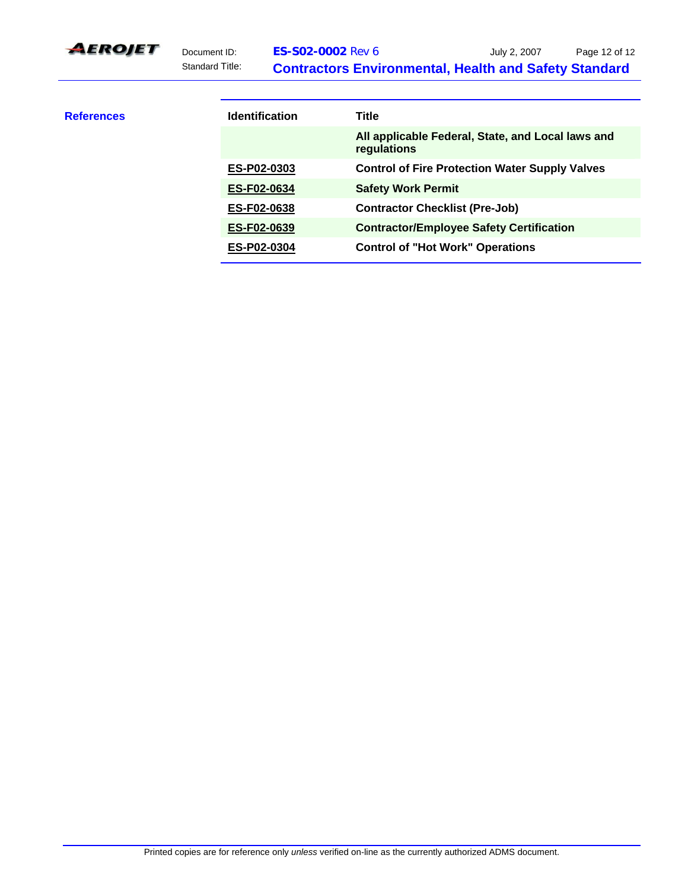## References

| Identification | Title |
|---|---|
| | **All applicable Federal, State, and Local laws and regulations** |
| **ES-P02-0303** | **Control of Fire Protection Water Supply Valves** |
| **ES-F02-0634** | **Safety Work Permit** |
| **ES-F02-0638** | **Contractor Checklist (Pre-Job)** |
| **ES-F02-0639** | **Contractor/Employee Safety Certification** |
| **ES-P02-0304** | **Control of "Hot Work" Operations** |